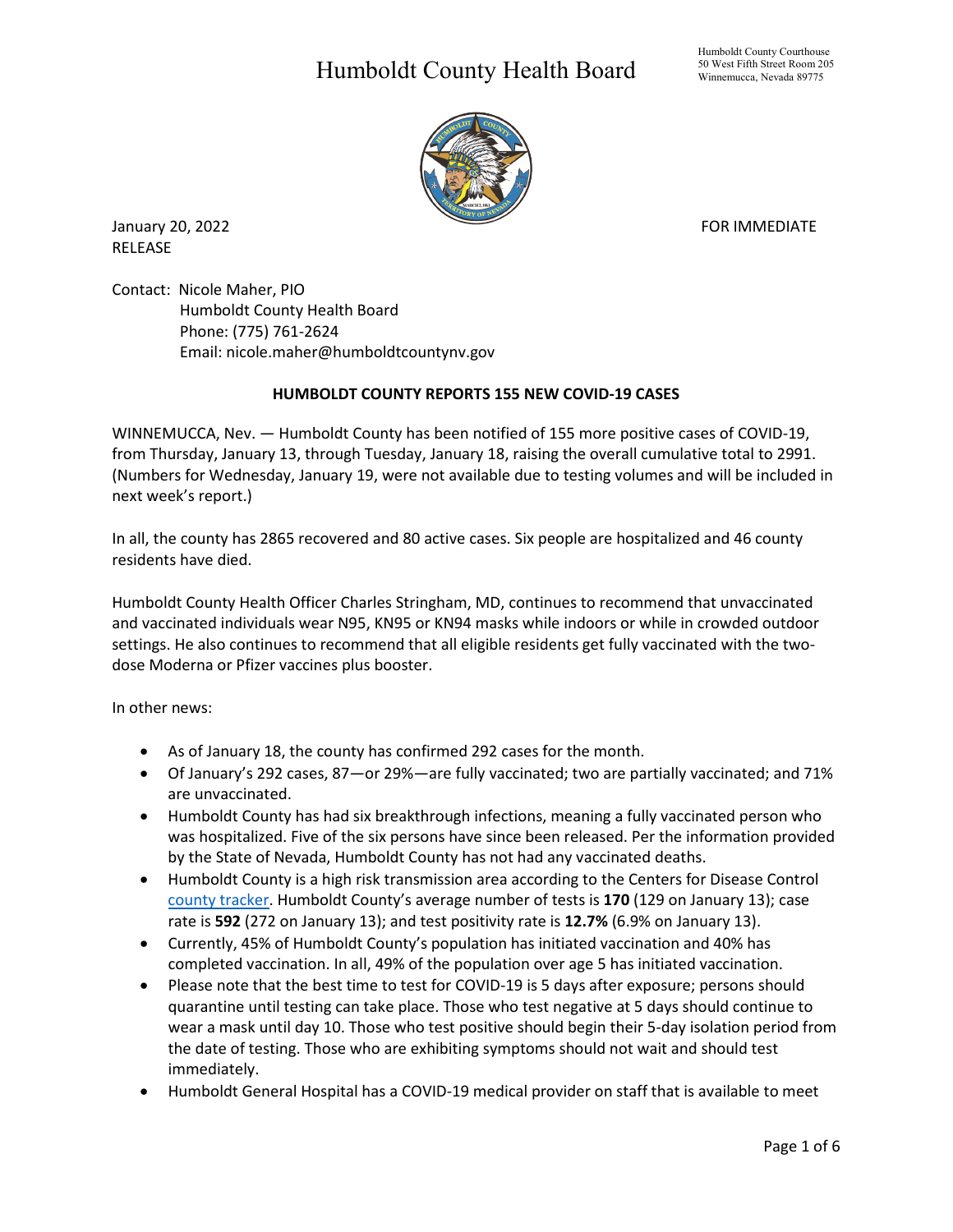# Humboldt County Health Board

Humboldt County Courthouse
50 West Fifth Street Room 205
Winnemucca, Nevada 89775

January 20, 2022 FOR IMMEDIATE RELEASE

Contact: Nicole Maher, PIO
Humboldt County Health Board
Phone: (775) 761-2624
Email: nicole.maher@humboldtcountynv.gov

**HUMBOLDT COUNTY REPORTS 155 NEW COVID-19 CASES**

WINNEMUCCA, Nev. — Humboldt County has been notified of 155 more positive cases of COVID-19, from Thursday, January 13, through Tuesday, January 18, raising the overall cumulative total to 2991. (Numbers for Wednesday, January 19, were not available due to testing volumes and will be included in next week's report.)

In all, the county has 2865 recovered and 80 active cases. Six people are hospitalized and 46 county residents have died.

Humboldt County Health Officer Charles Stringham, MD, continues to recommend that unvaccinated and vaccinated individuals wear N95, KN95 or KN94 masks while indoors or while in crowded outdoor settings. He also continues to recommend that all eligible residents get fully vaccinated with the two-dose Moderna or Pfizer vaccines plus booster.

In other news:

- As of January 18, the county has confirmed 292 cases for the month.
- Of January's 292 cases, 87—or 29%—are fully vaccinated; two are partially vaccinated; and 71% are unvaccinated.
- Humboldt County has had six breakthrough infections, meaning a fully vaccinated person who was hospitalized. Five of the six persons have since been released. Per the information provided by the State of Nevada, Humboldt County has not had any vaccinated deaths.
- Humboldt County is a high risk transmission area according to the Centers for Disease Control county tracker. Humboldt County's average number of tests is **170** (129 on January 13); case rate is **592** (272 on January 13); and test positivity rate is **12.7%** (6.9% on January 13).
- Currently, 45% of Humboldt County's population has initiated vaccination and 40% has completed vaccination. In all, 49% of the population over age 5 has initiated vaccination.
- Please note that the best time to test for COVID-19 is 5 days after exposure; persons should quarantine until testing can take place. Those who test negative at 5 days should continue to wear a mask until day 10. Those who test positive should begin their 5-day isolation period from the date of testing. Those who are exhibiting symptoms should not wait and should test immediately.
- Humboldt General Hospital has a COVID-19 medical provider on staff that is available to meet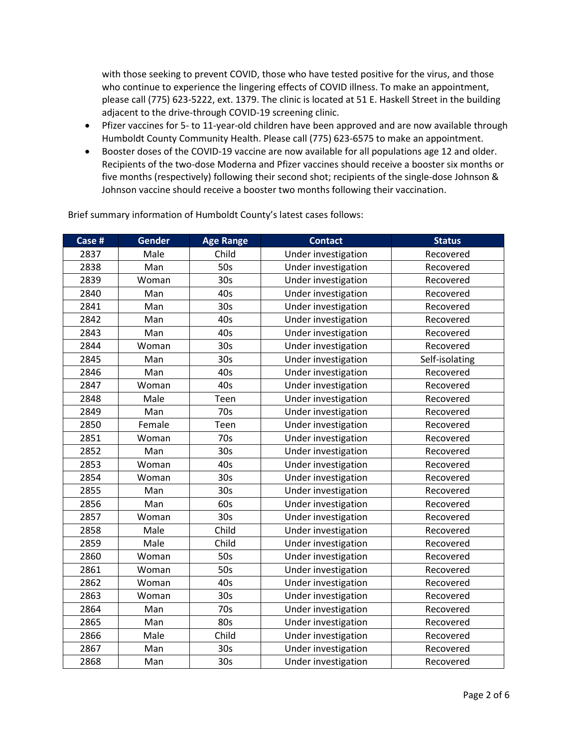with those seeking to prevent COVID, those who have tested positive for the virus, and those who continue to experience the lingering effects of COVID illness. To make an appointment, please call (775) 623-5222, ext. 1379. The clinic is located at 51 E. Haskell Street in the building adjacent to the drive-through COVID-19 screening clinic.

- Pfizer vaccines for 5- to 11-year-old children have been approved and are now available through Humboldt County Community Health. Please call (775) 623-6575 to make an appointment.
- Booster doses of the COVID-19 vaccine are now available for all populations age 12 and older. Recipients of the two-dose Moderna and Pfizer vaccines should receive a booster six months or five months (respectively) following their second shot; recipients of the single-dose Johnson & Johnson vaccine should receive a booster two months following their vaccination.

Brief summary information of Humboldt County's latest cases follows:

| Case # | Gender | Age Range | Contact | Status |
|---|---|---|---|---|
| 2837 | Male | Child | Under investigation | Recovered |
| 2838 | Man | 50s | Under investigation | Recovered |
| 2839 | Woman | 30s | Under investigation | Recovered |
| 2840 | Man | 40s | Under investigation | Recovered |
| 2841 | Man | 30s | Under investigation | Recovered |
| 2842 | Man | 40s | Under investigation | Recovered |
| 2843 | Man | 40s | Under investigation | Recovered |
| 2844 | Woman | 30s | Under investigation | Recovered |
| 2845 | Man | 30s | Under investigation | Self-isolating |
| 2846 | Man | 40s | Under investigation | Recovered |
| 2847 | Woman | 40s | Under investigation | Recovered |
| 2848 | Male | Teen | Under investigation | Recovered |
| 2849 | Man | 70s | Under investigation | Recovered |
| 2850 | Female | Teen | Under investigation | Recovered |
| 2851 | Woman | 70s | Under investigation | Recovered |
| 2852 | Man | 30s | Under investigation | Recovered |
| 2853 | Woman | 40s | Under investigation | Recovered |
| 2854 | Woman | 30s | Under investigation | Recovered |
| 2855 | Man | 30s | Under investigation | Recovered |
| 2856 | Man | 60s | Under investigation | Recovered |
| 2857 | Woman | 30s | Under investigation | Recovered |
| 2858 | Male | Child | Under investigation | Recovered |
| 2859 | Male | Child | Under investigation | Recovered |
| 2860 | Woman | 50s | Under investigation | Recovered |
| 2861 | Woman | 50s | Under investigation | Recovered |
| 2862 | Woman | 40s | Under investigation | Recovered |
| 2863 | Woman | 30s | Under investigation | Recovered |
| 2864 | Man | 70s | Under investigation | Recovered |
| 2865 | Man | 80s | Under investigation | Recovered |
| 2866 | Male | Child | Under investigation | Recovered |
| 2867 | Man | 30s | Under investigation | Recovered |
| 2868 | Man | 30s | Under investigation | Recovered |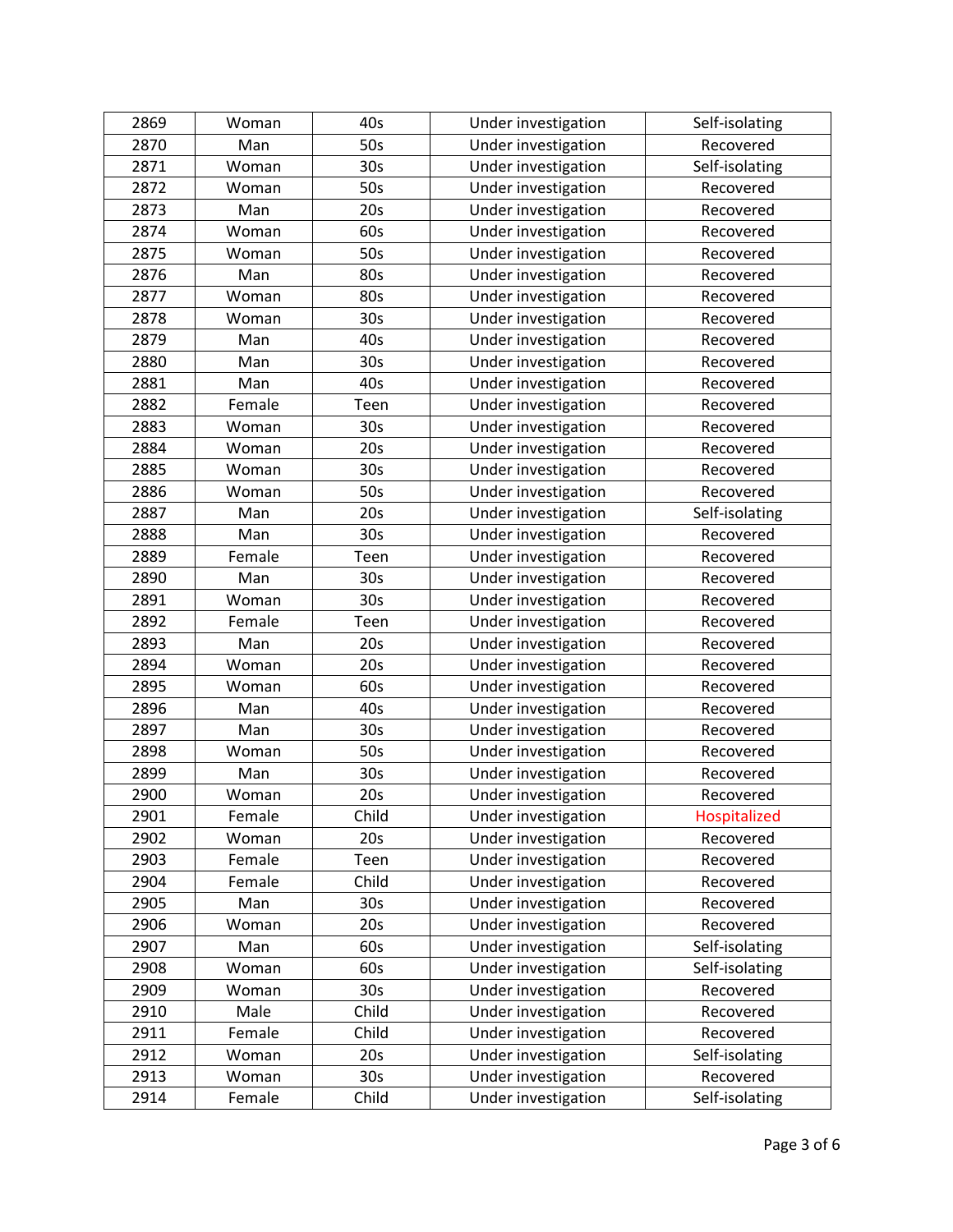| | | | | |
|---|---|---|---|---|
| 2869 | Woman | 40s | Under investigation | Self-isolating |
| 2870 | Man | 50s | Under investigation | Recovered |
| 2871 | Woman | 30s | Under investigation | Self-isolating |
| 2872 | Woman | 50s | Under investigation | Recovered |
| 2873 | Man | 20s | Under investigation | Recovered |
| 2874 | Woman | 60s | Under investigation | Recovered |
| 2875 | Woman | 50s | Under investigation | Recovered |
| 2876 | Man | 80s | Under investigation | Recovered |
| 2877 | Woman | 80s | Under investigation | Recovered |
| 2878 | Woman | 30s | Under investigation | Recovered |
| 2879 | Man | 40s | Under investigation | Recovered |
| 2880 | Man | 30s | Under investigation | Recovered |
| 2881 | Man | 40s | Under investigation | Recovered |
| 2882 | Female | Teen | Under investigation | Recovered |
| 2883 | Woman | 30s | Under investigation | Recovered |
| 2884 | Woman | 20s | Under investigation | Recovered |
| 2885 | Woman | 30s | Under investigation | Recovered |
| 2886 | Woman | 50s | Under investigation | Recovered |
| 2887 | Man | 20s | Under investigation | Self-isolating |
| 2888 | Man | 30s | Under investigation | Recovered |
| 2889 | Female | Teen | Under investigation | Recovered |
| 2890 | Man | 30s | Under investigation | Recovered |
| 2891 | Woman | 30s | Under investigation | Recovered |
| 2892 | Female | Teen | Under investigation | Recovered |
| 2893 | Man | 20s | Under investigation | Recovered |
| 2894 | Woman | 20s | Under investigation | Recovered |
| 2895 | Woman | 60s | Under investigation | Recovered |
| 2896 | Man | 40s | Under investigation | Recovered |
| 2897 | Man | 30s | Under investigation | Recovered |
| 2898 | Woman | 50s | Under investigation | Recovered |
| 2899 | Man | 30s | Under investigation | Recovered |
| 2900 | Woman | 20s | Under investigation | Recovered |
| 2901 | Female | Child | Under investigation | Hospitalized |
| 2902 | Woman | 20s | Under investigation | Recovered |
| 2903 | Female | Teen | Under investigation | Recovered |
| 2904 | Female | Child | Under investigation | Recovered |
| 2905 | Man | 30s | Under investigation | Recovered |
| 2906 | Woman | 20s | Under investigation | Recovered |
| 2907 | Man | 60s | Under investigation | Self-isolating |
| 2908 | Woman | 60s | Under investigation | Self-isolating |
| 2909 | Woman | 30s | Under investigation | Recovered |
| 2910 | Male | Child | Under investigation | Recovered |
| 2911 | Female | Child | Under investigation | Recovered |
| 2912 | Woman | 20s | Under investigation | Self-isolating |
| 2913 | Woman | 30s | Under investigation | Recovered |
| 2914 | Female | Child | Under investigation | Self-isolating |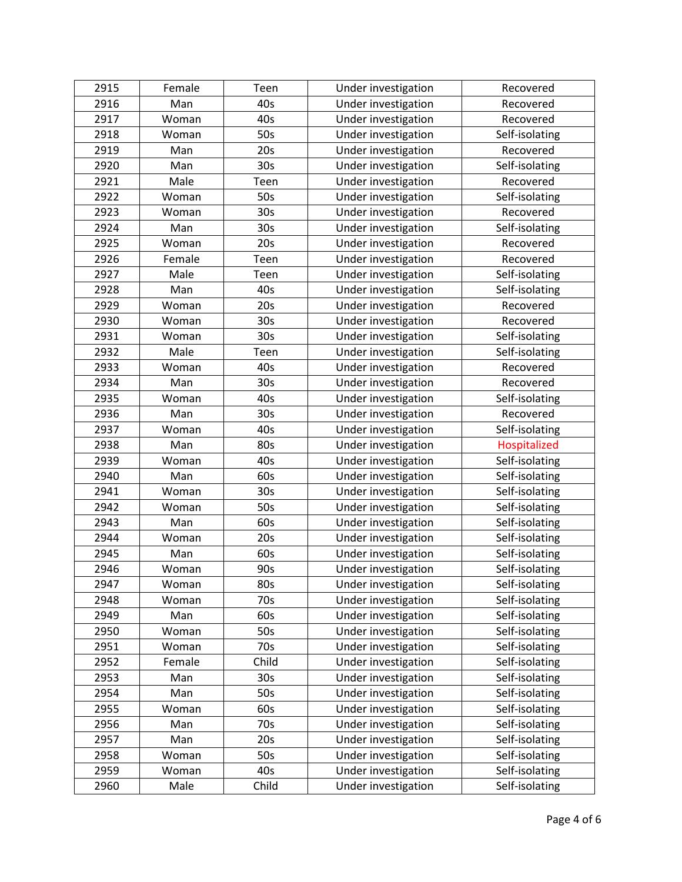| 2915 | Female | Teen | Under investigation | Recovered |
|---|---|---|---|---|
| 2916 | Man | 40s | Under investigation | Recovered |
| 2917 | Woman | 40s | Under investigation | Recovered |
| 2918 | Woman | 50s | Under investigation | Self-isolating |
| 2919 | Man | 20s | Under investigation | Recovered |
| 2920 | Man | 30s | Under investigation | Self-isolating |
| 2921 | Male | Teen | Under investigation | Recovered |
| 2922 | Woman | 50s | Under investigation | Self-isolating |
| 2923 | Woman | 30s | Under investigation | Recovered |
| 2924 | Man | 30s | Under investigation | Self-isolating |
| 2925 | Woman | 20s | Under investigation | Recovered |
| 2926 | Female | Teen | Under investigation | Recovered |
| 2927 | Male | Teen | Under investigation | Self-isolating |
| 2928 | Man | 40s | Under investigation | Self-isolating |
| 2929 | Woman | 20s | Under investigation | Recovered |
| 2930 | Woman | 30s | Under investigation | Recovered |
| 2931 | Woman | 30s | Under investigation | Self-isolating |
| 2932 | Male | Teen | Under investigation | Self-isolating |
| 2933 | Woman | 40s | Under investigation | Recovered |
| 2934 | Man | 30s | Under investigation | Recovered |
| 2935 | Woman | 40s | Under investigation | Self-isolating |
| 2936 | Man | 30s | Under investigation | Recovered |
| 2937 | Woman | 40s | Under investigation | Self-isolating |
| 2938 | Man | 80s | Under investigation | Hospitalized |
| 2939 | Woman | 40s | Under investigation | Self-isolating |
| 2940 | Man | 60s | Under investigation | Self-isolating |
| 2941 | Woman | 30s | Under investigation | Self-isolating |
| 2942 | Woman | 50s | Under investigation | Self-isolating |
| 2943 | Man | 60s | Under investigation | Self-isolating |
| 2944 | Woman | 20s | Under investigation | Self-isolating |
| 2945 | Man | 60s | Under investigation | Self-isolating |
| 2946 | Woman | 90s | Under investigation | Self-isolating |
| 2947 | Woman | 80s | Under investigation | Self-isolating |
| 2948 | Woman | 70s | Under investigation | Self-isolating |
| 2949 | Man | 60s | Under investigation | Self-isolating |
| 2950 | Woman | 50s | Under investigation | Self-isolating |
| 2951 | Woman | 70s | Under investigation | Self-isolating |
| 2952 | Female | Child | Under investigation | Self-isolating |
| 2953 | Man | 30s | Under investigation | Self-isolating |
| 2954 | Man | 50s | Under investigation | Self-isolating |
| 2955 | Woman | 60s | Under investigation | Self-isolating |
| 2956 | Man | 70s | Under investigation | Self-isolating |
| 2957 | Man | 20s | Under investigation | Self-isolating |
| 2958 | Woman | 50s | Under investigation | Self-isolating |
| 2959 | Woman | 40s | Under investigation | Self-isolating |
| 2960 | Male | Child | Under investigation | Self-isolating |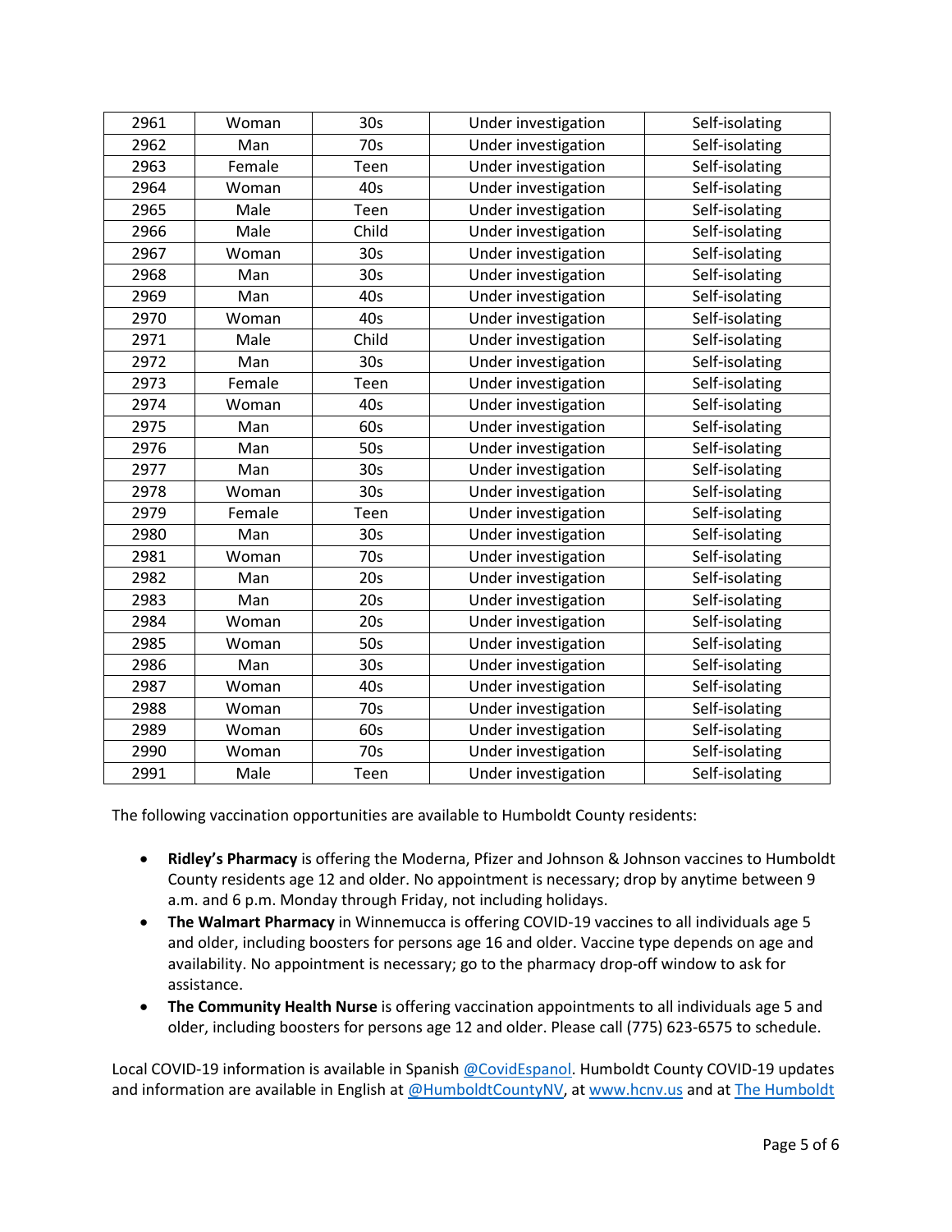| 2961 | Woman | 30s | Under investigation | Self-isolating |
|---|---|---|---|---|
| 2962 | Man | 70s | Under investigation | Self-isolating |
| 2963 | Female | Teen | Under investigation | Self-isolating |
| 2964 | Woman | 40s | Under investigation | Self-isolating |
| 2965 | Male | Teen | Under investigation | Self-isolating |
| 2966 | Male | Child | Under investigation | Self-isolating |
| 2967 | Woman | 30s | Under investigation | Self-isolating |
| 2968 | Man | 30s | Under investigation | Self-isolating |
| 2969 | Man | 40s | Under investigation | Self-isolating |
| 2970 | Woman | 40s | Under investigation | Self-isolating |
| 2971 | Male | Child | Under investigation | Self-isolating |
| 2972 | Man | 30s | Under investigation | Self-isolating |
| 2973 | Female | Teen | Under investigation | Self-isolating |
| 2974 | Woman | 40s | Under investigation | Self-isolating |
| 2975 | Man | 60s | Under investigation | Self-isolating |
| 2976 | Man | 50s | Under investigation | Self-isolating |
| 2977 | Man | 30s | Under investigation | Self-isolating |
| 2978 | Woman | 30s | Under investigation | Self-isolating |
| 2979 | Female | Teen | Under investigation | Self-isolating |
| 2980 | Man | 30s | Under investigation | Self-isolating |
| 2981 | Woman | 70s | Under investigation | Self-isolating |
| 2982 | Man | 20s | Under investigation | Self-isolating |
| 2983 | Man | 20s | Under investigation | Self-isolating |
| 2984 | Woman | 20s | Under investigation | Self-isolating |
| 2985 | Woman | 50s | Under investigation | Self-isolating |
| 2986 | Man | 30s | Under investigation | Self-isolating |
| 2987 | Woman | 40s | Under investigation | Self-isolating |
| 2988 | Woman | 70s | Under investigation | Self-isolating |
| 2989 | Woman | 60s | Under investigation | Self-isolating |
| 2990 | Woman | 70s | Under investigation | Self-isolating |
| 2991 | Male | Teen | Under investigation | Self-isolating |

The following vaccination opportunities are available to Humboldt County residents:

- **Ridley's Pharmacy** is offering the Moderna, Pfizer and Johnson & Johnson vaccines to Humboldt County residents age 12 and older. No appointment is necessary; drop by anytime between 9 a.m. and 6 p.m. Monday through Friday, not including holidays.
- **The Walmart Pharmacy** in Winnemucca is offering COVID-19 vaccines to all individuals age 5 and older, including boosters for persons age 16 and older. Vaccine type depends on age and availability. No appointment is necessary; go to the pharmacy drop-off window to ask for assistance.
- **The Community Health Nurse** is offering vaccination appointments to all individuals age 5 and older, including boosters for persons age 12 and older. Please call (775) 623-6575 to schedule.

Local COVID-19 information is available in Spanish @CovidEspanol. Humboldt County COVID-19 updates and information are available in English at @HumboldtCountyNV, at www.hcnv.us and at The Humboldt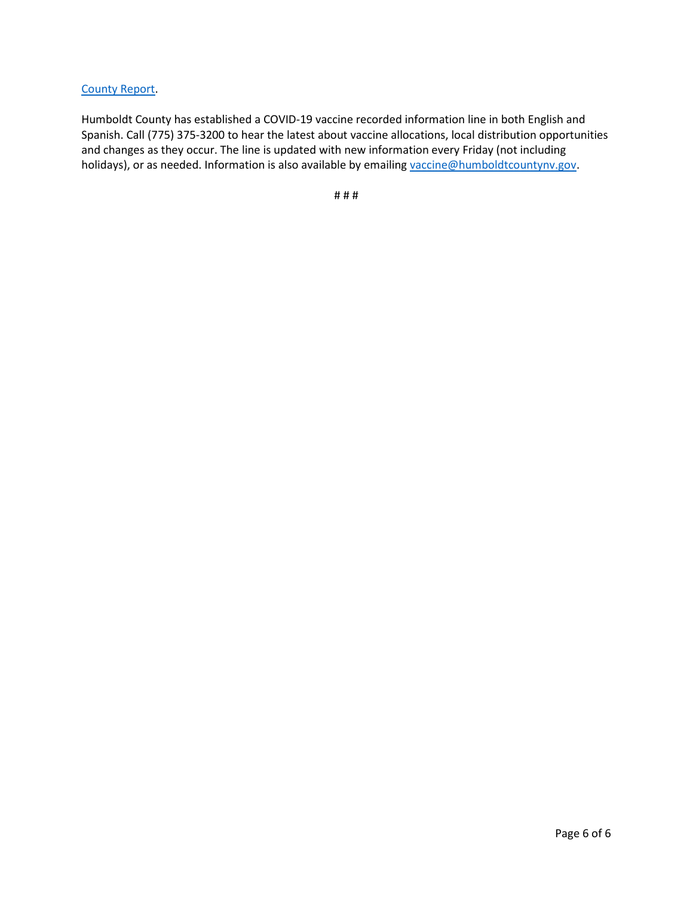County Report.

Humboldt County has established a COVID-19 vaccine recorded information line in both English and Spanish. Call (775) 375-3200 to hear the latest about vaccine allocations, local distribution opportunities and changes as they occur. The line is updated with new information every Friday (not including holidays), or as needed. Information is also available by emailing vaccine@humboldtcountynv.gov.

# # #